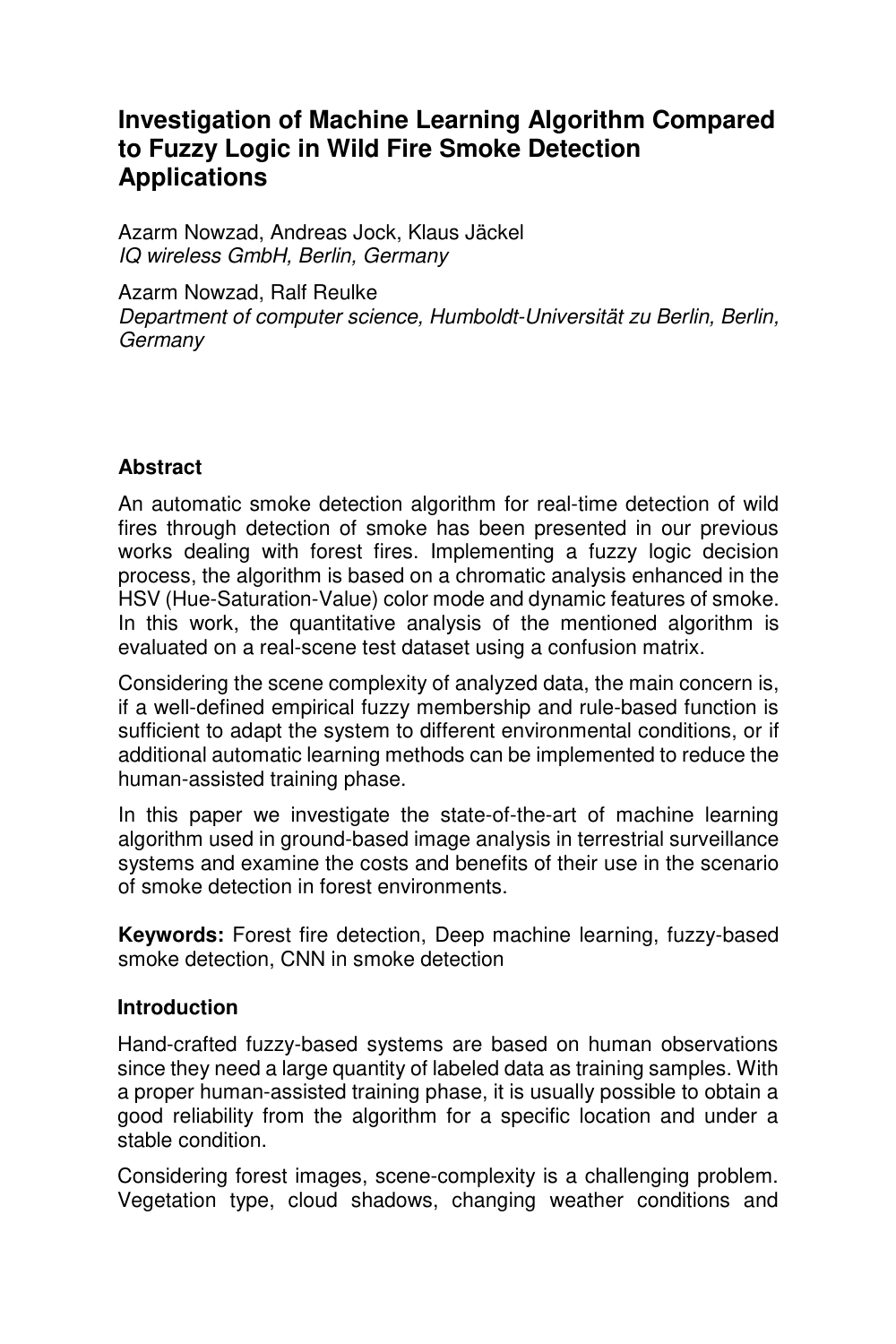# Investigation of Machine Learning Algorithm Compared to Fuzzy Logic in Wild Fire Smoke Detection Applications

Azarm Nowzad, Andreas Jock, Klaus Jäckel
*IQ wireless GmbH, Berlin, Germany*

Azarm Nowzad, Ralf Reulke
*Department of computer science, Humboldt-Universität zu Berlin, Berlin, Germany*

## Abstract

An automatic smoke detection algorithm for real-time detection of wild fires through detection of smoke has been presented in our previous works dealing with forest fires. Implementing a fuzzy logic decision process, the algorithm is based on a chromatic analysis enhanced in the HSV (Hue-Saturation-Value) color mode and dynamic features of smoke. In this work, the quantitative analysis of the mentioned algorithm is evaluated on a real-scene test dataset using a confusion matrix.

Considering the scene complexity of analyzed data, the main concern is, if a well-defined empirical fuzzy membership and rule-based function is sufficient to adapt the system to different environmental conditions, or if additional automatic learning methods can be implemented to reduce the human-assisted training phase.

In this paper we investigate the state-of-the-art of machine learning algorithm used in ground-based image analysis in terrestrial surveillance systems and examine the costs and benefits of their use in the scenario of smoke detection in forest environments.

**Keywords:** Forest fire detection, Deep machine learning, fuzzy-based smoke detection, CNN in smoke detection

## Introduction

Hand-crafted fuzzy-based systems are based on human observations since they need a large quantity of labeled data as training samples. With a proper human-assisted training phase, it is usually possible to obtain a good reliability from the algorithm for a specific location and under a stable condition.

Considering forest images, scene-complexity is a challenging problem. Vegetation type, cloud shadows, changing weather conditions and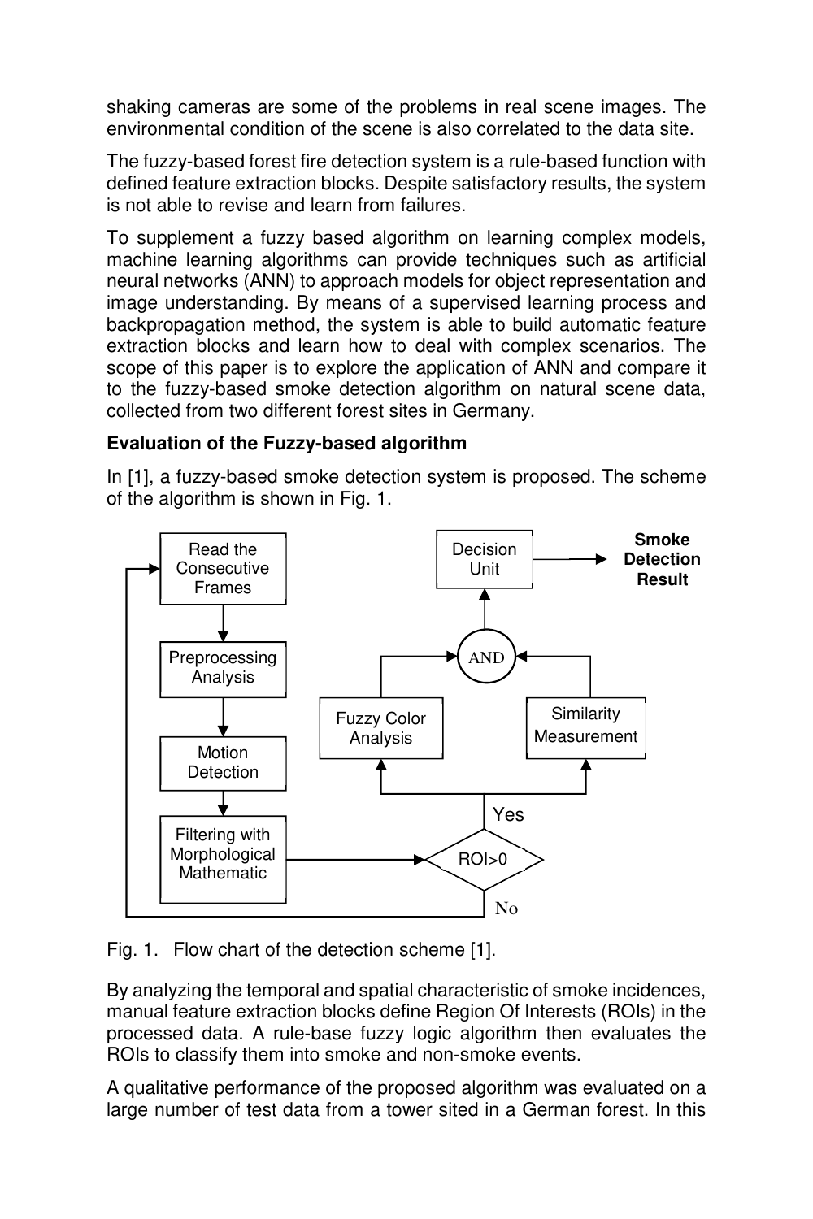shaking cameras are some of the problems in real scene images. The environmental condition of the scene is also correlated to the data site.

The fuzzy-based forest fire detection system is a rule-based function with defined feature extraction blocks. Despite satisfactory results, the system is not able to revise and learn from failures.

To supplement a fuzzy based algorithm on learning complex models, machine learning algorithms can provide techniques such as artificial neural networks (ANN) to approach models for object representation and image understanding. By means of a supervised learning process and backpropagation method, the system is able to build automatic feature extraction blocks and learn how to deal with complex scenarios. The scope of this paper is to explore the application of ANN and compare it to the fuzzy-based smoke detection algorithm on natural scene data, collected from two different forest sites in Germany.

**Evaluation of the Fuzzy-based algorithm**

In [1], a fuzzy-based smoke detection system is proposed. The scheme of the algorithm is shown in Fig. 1.

Fig. 1. Flow chart of the detection scheme [1].

By analyzing the temporal and spatial characteristic of smoke incidences, manual feature extraction blocks define Region Of Interests (ROIs) in the processed data. A rule-base fuzzy logic algorithm then evaluates the ROIs to classify them into smoke and non-smoke events.

A qualitative performance of the proposed algorithm was evaluated on a large number of test data from a tower sited in a German forest. In this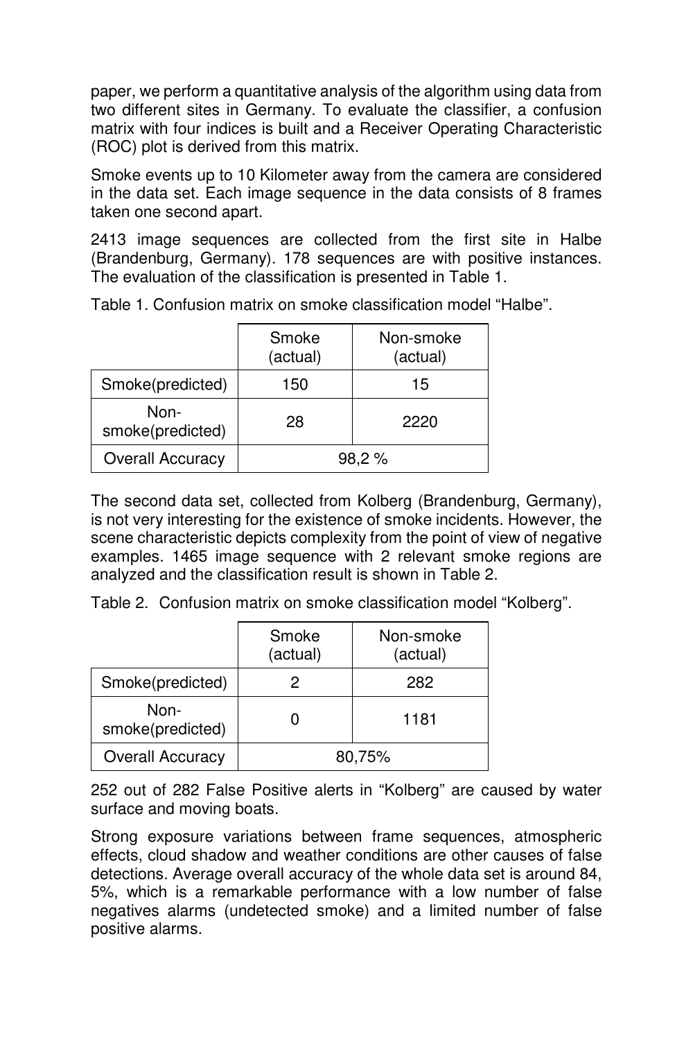paper, we perform a quantitative analysis of the algorithm using data from two different sites in Germany. To evaluate the classifier, a confusion matrix with four indices is built and a Receiver Operating Characteristic (ROC) plot is derived from this matrix.

Smoke events up to 10 Kilometer away from the camera are considered in the data set. Each image sequence in the data consists of 8 frames taken one second apart.

2413 image sequences are collected from the first site in Halbe (Brandenburg, Germany). 178 sequences are with positive instances. The evaluation of the classification is presented in Table 1.

Table 1. Confusion matrix on smoke classification model "Halbe".

| | Smoke (actual) | Non-smoke (actual) |
|---|---|---|
| Smoke(predicted) | 150 | 15 |
| Non-smoke(predicted) | 28 | 2220 |
| Overall Accuracy | 98,2 % | |

The second data set, collected from Kolberg (Brandenburg, Germany), is not very interesting for the existence of smoke incidents. However, the scene characteristic depicts complexity from the point of view of negative examples. 1465 image sequence with 2 relevant smoke regions are analyzed and the classification result is shown in Table 2.

Table 2. Confusion matrix on smoke classification model "Kolberg".

| | Smoke (actual) | Non-smoke (actual) |
|---|---|---|
| Smoke(predicted) | 2 | 282 |
| Non-smoke(predicted) | 0 | 1181 |
| Overall Accuracy | 80,75% | |

252 out of 282 False Positive alerts in "Kolberg" are caused by water surface and moving boats.

Strong exposure variations between frame sequences, atmospheric effects, cloud shadow and weather conditions are other causes of false detections. Average overall accuracy of the whole data set is around 84, 5%, which is a remarkable performance with a low number of false negatives alarms (undetected smoke) and a limited number of false positive alarms.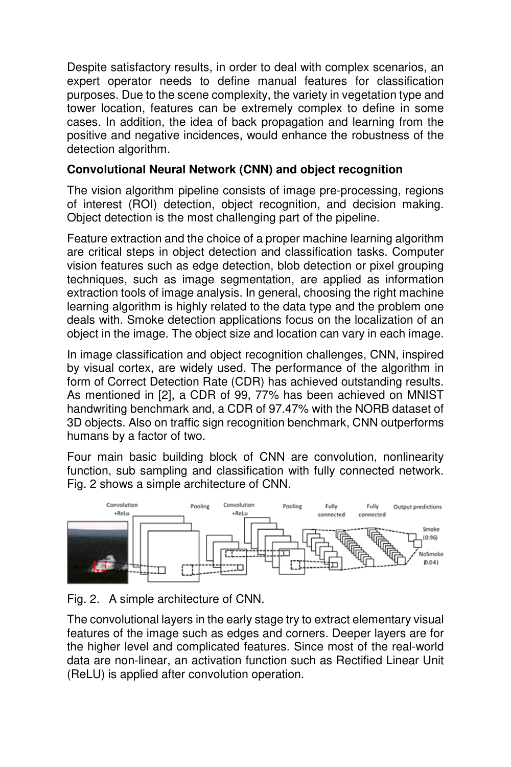Despite satisfactory results, in order to deal with complex scenarios, an expert operator needs to define manual features for classification purposes. Due to the scene complexity, the variety in vegetation type and tower location, features can be extremely complex to define in some cases. In addition, the idea of back propagation and learning from the positive and negative incidences, would enhance the robustness of the detection algorithm.

**Convolutional Neural Network (CNN) and object recognition**

The vision algorithm pipeline consists of image pre-processing, regions of interest (ROI) detection, object recognition, and decision making. Object detection is the most challenging part of the pipeline.

Feature extraction and the choice of a proper machine learning algorithm are critical steps in object detection and classification tasks. Computer vision features such as edge detection, blob detection or pixel grouping techniques, such as image segmentation, are applied as information extraction tools of image analysis. In general, choosing the right machine learning algorithm is highly related to the data type and the problem one deals with. Smoke detection applications focus on the localization of an object in the image. The object size and location can vary in each image.

In image classification and object recognition challenges, CNN, inspired by visual cortex, are widely used. The performance of the algorithm in form of Correct Detection Rate (CDR) has achieved outstanding results. As mentioned in [2], a CDR of 99, 77% has been achieved on MNIST handwriting benchmark and, a CDR of 97.47% with the NORB dataset of 3D objects. Also on traffic sign recognition benchmark, CNN outperforms humans by a factor of two.

Four main basic building block of CNN are convolution, nonlinearity function, sub sampling and classification with fully connected network. Fig. 2 shows a simple architecture of CNN.

Fig. 2. A simple architecture of CNN.

The convolutional layers in the early stage try to extract elementary visual features of the image such as edges and corners. Deeper layers are for the higher level and complicated features. Since most of the real-world data are non-linear, an activation function such as Rectified Linear Unit (ReLU) is applied after convolution operation.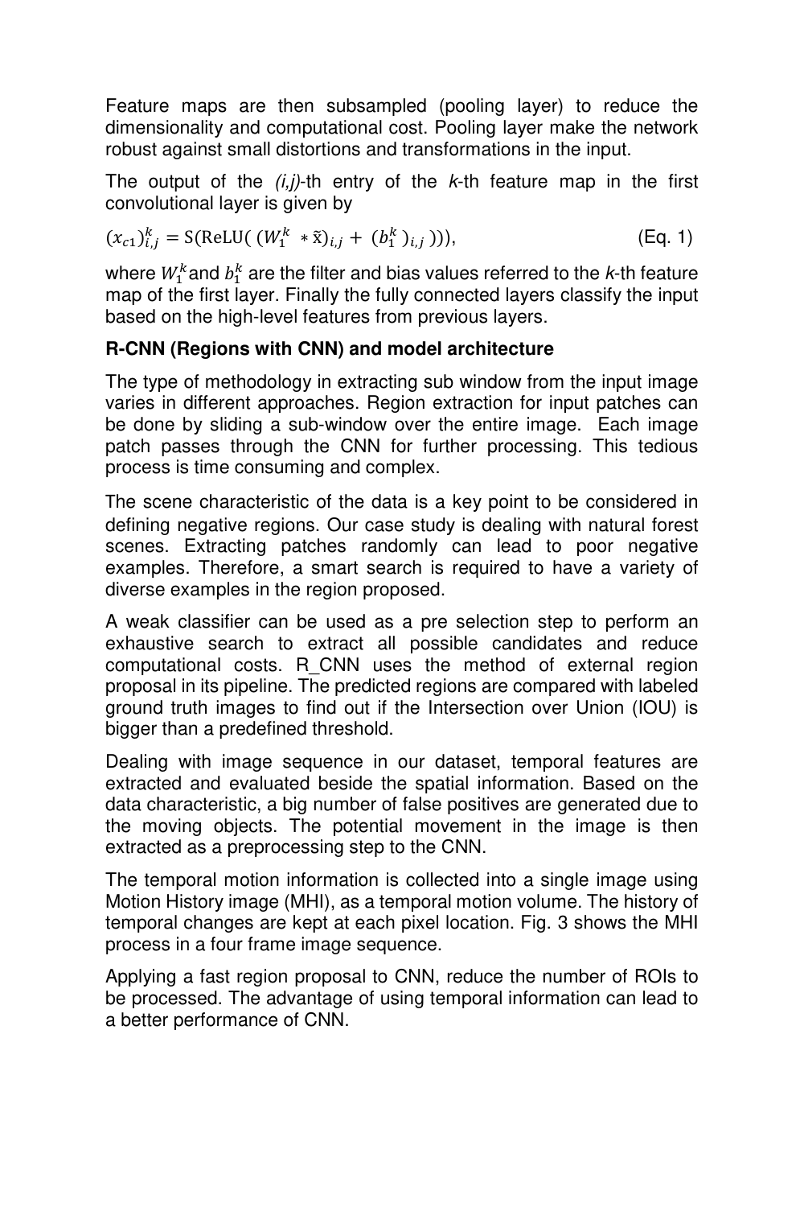Feature maps are then subsampled (pooling layer) to reduce the dimensionality and computational cost. Pooling layer make the network robust against small distortions and transformations in the input.

The output of the *(i,j)*-th entry of the *k*-th feature map in the first convolutional layer is given by

$$(x_{c1})_{i,j}^{k} = \mathrm{S}(\mathrm{ReLU}(\,(W_1^k\, * \tilde{\mathrm{x}})_{i,j} + \,(b_1^k\,)_{i,j}\,))), \qquad \text{(Eq. 1)}$$

where $W_1^k$ and $b_1^k$ are the filter and bias values referred to the *k*-th feature map of the first layer. Finally the fully connected layers classify the input based on the high-level features from previous layers.

**R-CNN (Regions with CNN) and model architecture**

The type of methodology in extracting sub window from the input image varies in different approaches. Region extraction for input patches can be done by sliding a sub-window over the entire image. Each image patch passes through the CNN for further processing. This tedious process is time consuming and complex.

The scene characteristic of the data is a key point to be considered in defining negative regions. Our case study is dealing with natural forest scenes. Extracting patches randomly can lead to poor negative examples. Therefore, a smart search is required to have a variety of diverse examples in the region proposed.

A weak classifier can be used as a pre selection step to perform an exhaustive search to extract all possible candidates and reduce computational costs. R_CNN uses the method of external region proposal in its pipeline. The predicted regions are compared with labeled ground truth images to find out if the Intersection over Union (IOU) is bigger than a predefined threshold.

Dealing with image sequence in our dataset, temporal features are extracted and evaluated beside the spatial information. Based on the data characteristic, a big number of false positives are generated due to the moving objects. The potential movement in the image is then extracted as a preprocessing step to the CNN.

The temporal motion information is collected into a single image using Motion History image (MHI), as a temporal motion volume. The history of temporal changes are kept at each pixel location. Fig. 3 shows the MHI process in a four frame image sequence.

Applying a fast region proposal to CNN, reduce the number of ROIs to be processed. The advantage of using temporal information can lead to a better performance of CNN.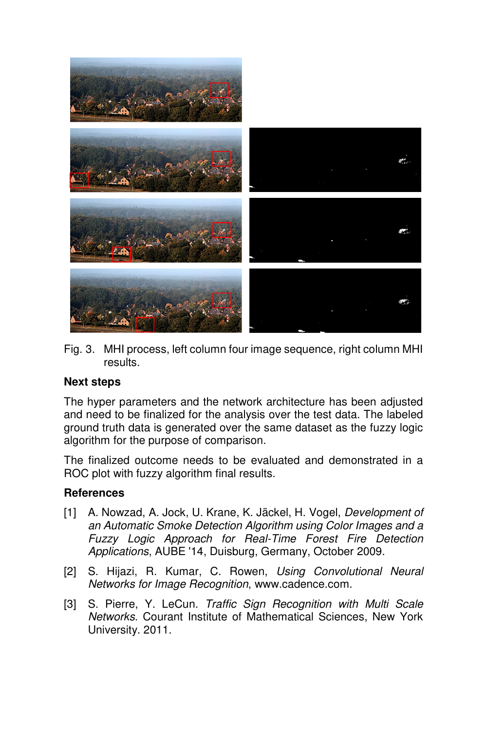Fig. 3. MHI process, left column four image sequence, right column MHI results.

**Next steps**

The hyper parameters and the network architecture has been adjusted and need to be finalized for the analysis over the test data. The labeled ground truth data is generated over the same dataset as the fuzzy logic algorithm for the purpose of comparison.

The finalized outcome needs to be evaluated and demonstrated in a ROC plot with fuzzy algorithm final results.

**References**

[1] A. Nowzad, A. Jock, U. Krane, K. Jäckel, H. Vogel, *Development of an Automatic Smoke Detection Algorithm using Color Images and a Fuzzy Logic Approach for Real-Time Forest Fire Detection Applications*, AUBE '14, Duisburg, Germany, October 2009.

[2] S. Hijazi, R. Kumar, C. Rowen, *Using Convolutional Neural Networks for Image Recognition*, www.cadence.com.

[3] S. Pierre, Y. LeCun. *Traffic Sign Recognition with Multi Scale Networks*. Courant Institute of Mathematical Sciences, New York University. 2011.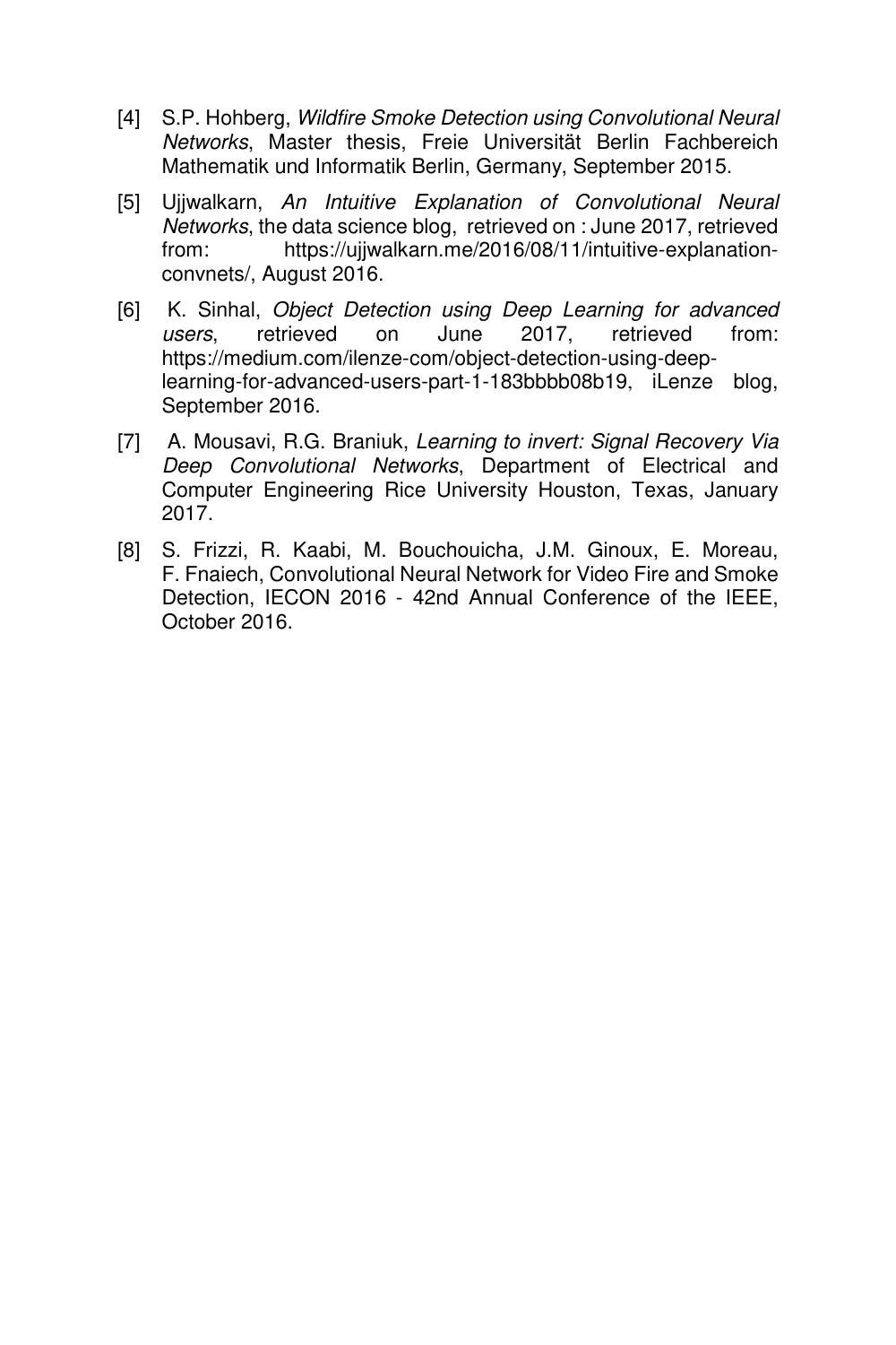[4] S.P. Hohberg, *Wildfire Smoke Detection using Convolutional Neural Networks*, Master thesis, Freie Universität Berlin Fachbereich Mathematik und Informatik Berlin, Germany, September 2015.

[5] Ujjwalkarn, *An Intuitive Explanation of Convolutional Neural Networks*, the data science blog, retrieved on : June 2017, retrieved from: https://ujjwalkarn.me/2016/08/11/intuitive-explanation-convnets/, August 2016.

[6] K. Sinhal, *Object Detection using Deep Learning for advanced users*, retrieved on June 2017, retrieved from: https://medium.com/ilenze-com/object-detection-using-deep-learning-for-advanced-users-part-1-183bbbb08b19, iLenze blog, September 2016.

[7] A. Mousavi, R.G. Braniuk, *Learning to invert: Signal Recovery Via Deep Convolutional Networks*, Department of Electrical and Computer Engineering Rice University Houston, Texas, January 2017.

[8] S. Frizzi, R. Kaabi, M. Bouchouicha, J.M. Ginoux, E. Moreau, F. Fnaiech, Convolutional Neural Network for Video Fire and Smoke Detection, IECON 2016 - 42nd Annual Conference of the IEEE, October 2016.